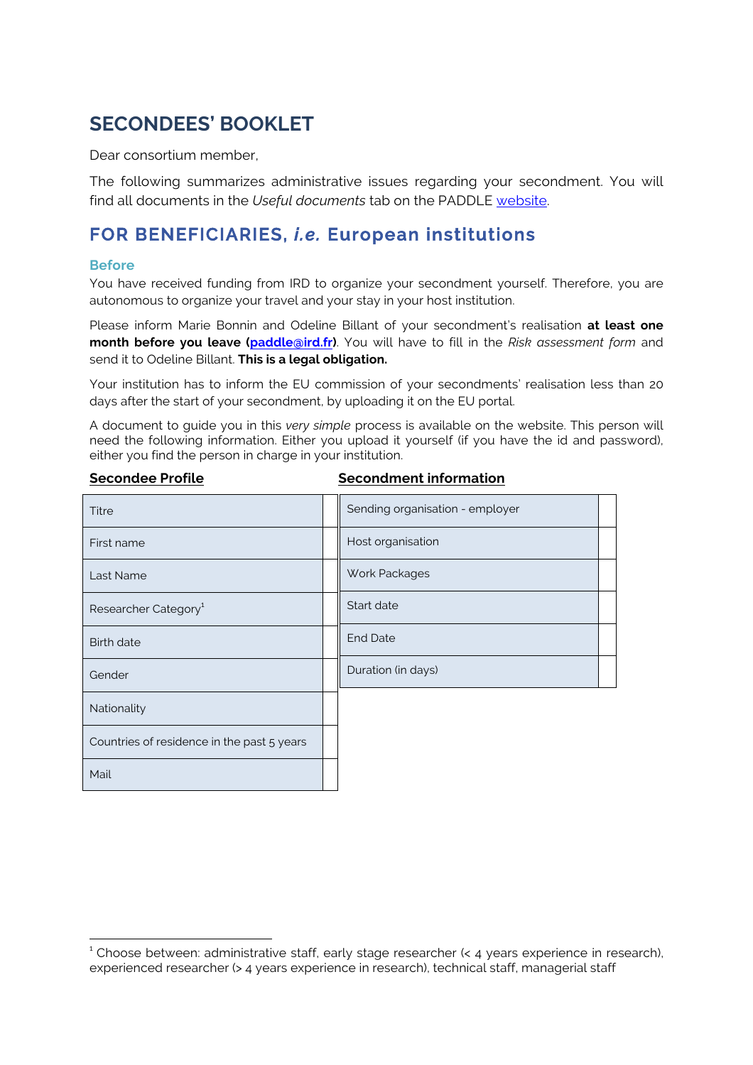# SECONDEES' BOOKLET

Dear consortium member,

The following summarizes administrative issues regarding your secondment. You will find all documents in the *Useful documents* tab on the PADDLE website.

## FOR BENEFICIARIES, *i.e.* European institutions

### Before

You have received funding from IRD to organize your secondment yourself. Therefore, you are autonomous to organize your travel and your stay in your host institution.

Please inform Marie Bonnin and Odeline Billant of your secondment's realisation **at least one month before you leave (paddle@ird.fr)**. You will have to fill in the *Risk assessment form* and send it to Odeline Billant. **This is a legal obligation.**

Your institution has to inform the EU commission of your secondments' realisation less than 20 days after the start of your secondment, by uploading it on the EU portal.

A document to guide you in this *very simple* process is available on the website. This person will need the following information. Either you upload it yourself (if you have the id and password), either you find the person in charge in your institution.

**Secondee Profile**

| Titre | |
|---|---|
| First name | |
| Last Name | |
| Researcher Category[1] | |
| Birth date | |
| Gender | |
| Nationality | |
| Countries of residence in the past 5 years | |
| Mail | |

**Secondment information**

| Sending organisation - employer | |
|---|---|
| Host organisation | |
| Work Packages | |
| Start date | |
| End Date | |
| Duration (in days) | |

[1] Choose between: administrative staff, early stage researcher (< 4 years experience in research), experienced researcher (> 4 years experience in research), technical staff, managerial staff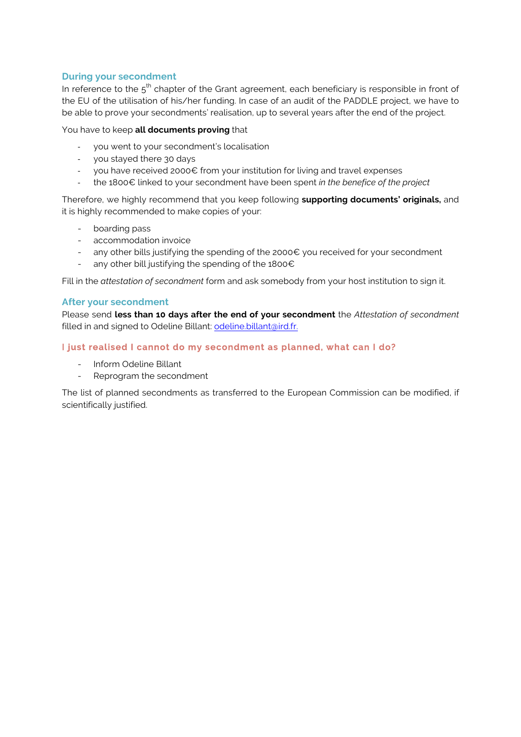## During your secondment

In reference to the 5[th] chapter of the Grant agreement, each beneficiary is responsible in front of the EU of the utilisation of his/her funding. In case of an audit of the PADDLE project, we have to be able to prove your secondments' realisation, up to several years after the end of the project.

You have to keep **all documents proving** that

- you went to your secondment's localisation
- you stayed there 30 days
- you have received 2000€ from your institution for living and travel expenses
- the 1800€ linked to your secondment have been spent *in the benefice of the project*

Therefore, we highly recommend that you keep following **supporting documents' originals,** and it is highly recommended to make copies of your:

- boarding pass
- accommodation invoice
- any other bills justifying the spending of the 2000€ you received for your secondment
- any other bill justifying the spending of the 1800€

Fill in the *attestation of secondment* form and ask somebody from your host institution to sign it.

## After your secondment

Please send **less than 10 days after the end of your secondment** the *Attestation of secondment* filled in and signed to Odeline Billant: [odeline.billant@ird.fr.](mailto:odeline.billant@ird.fr)

## I just realised I cannot do my secondment as planned, what can I do?

- Inform Odeline Billant
- Reprogram the secondment

The list of planned secondments as transferred to the European Commission can be modified, if scientifically justified.